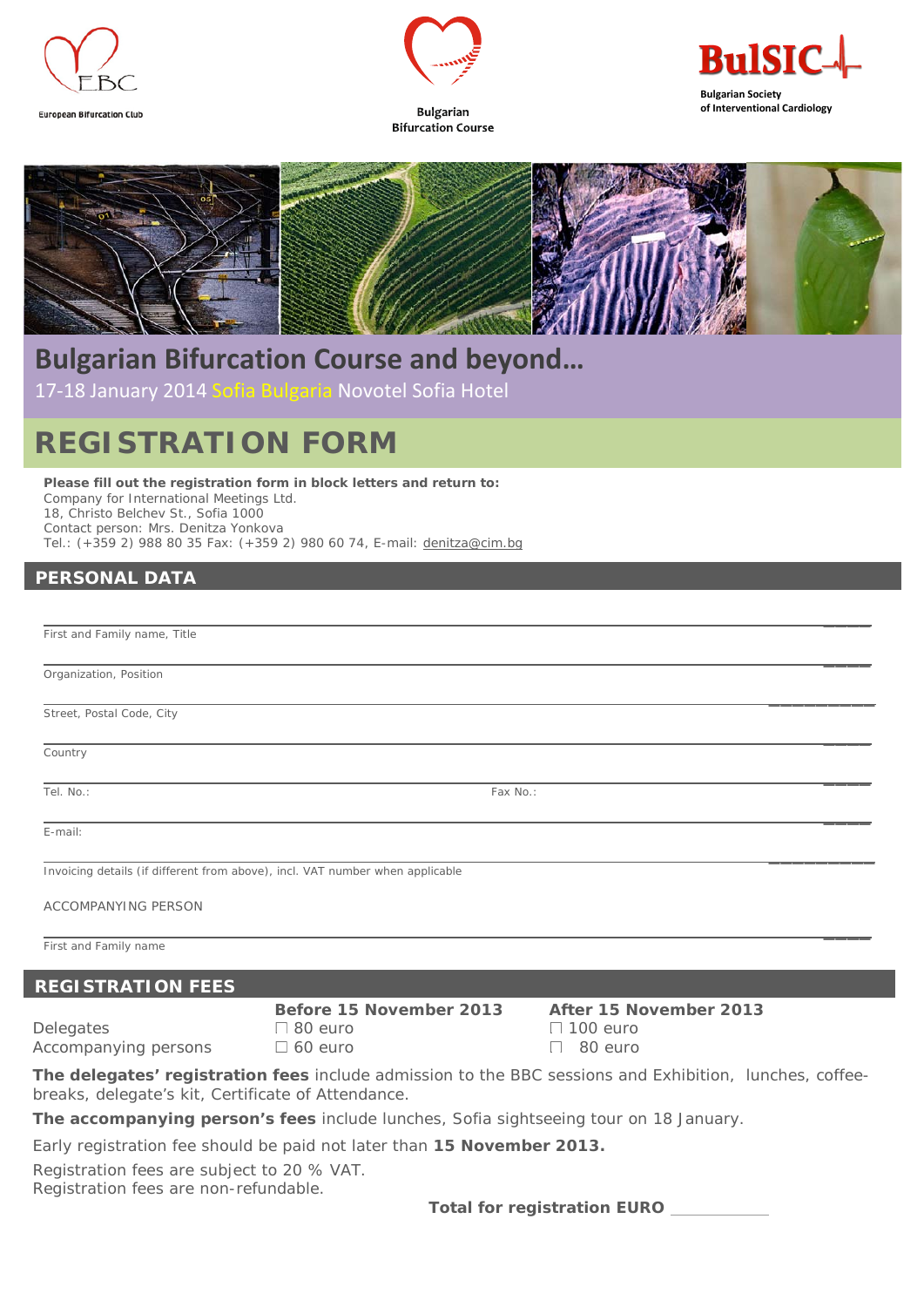European Bifurcation Club

Bulgarian Bifurcation Course

BulSIC
Bulgarian Society of Interventional Cardiology

# Bulgarian Bifurcation Course and beyond…

17-18 January 2014 Sofia Bulgaria Novotel Sofia Hotel

# REGISTRATION FORM

**Please fill out the registration form in block letters and return to:**
Company for International Meetings Ltd.
18, Christo Belchev St., Sofia 1000
Contact person: Mrs. Denitza Yonkova
Tel.: (+359 2) 988 80 35 Fax: (+359 2) 980 60 74, E-mail: denitza@cim.bg

## PERSONAL DATA

_______________________________________________
First and Family name, Title

_______________________________________________
Organization, Position

_______________________________________________
Street, Postal Code, City

_______________________________________________
Country

_______________________________________________
Tel. No.: Fax No.:

_______________________________________________
E-mail:

_______________________________________________
Invoicing details (if different from above), incl. VAT number when applicable

ACCOMPANYING PERSON

_______________________________________________
First and Family name

## REGISTRATION FEES

| | Before 15 November 2013 | After 15 November 2013 |
|---|---|---|
| Delegates | ☐ 80 euro | ☐ 100 euro |
| Accompanying persons | ☐ 60 euro | ☐ 80 euro |

**The delegates' registration fees** include admission to the BBC sessions and Exhibition, lunches, coffee-breaks, delegate's kit, Certificate of Attendance.

**The accompanying person's fees** include lunches, Sofia sightseeing tour on 18 January.

Early registration fee should be paid not later than **15 November 2013.**

Registration fees are subject to 20 % VAT.
Registration fees are non-refundable.

**Total for registration EURO** ___________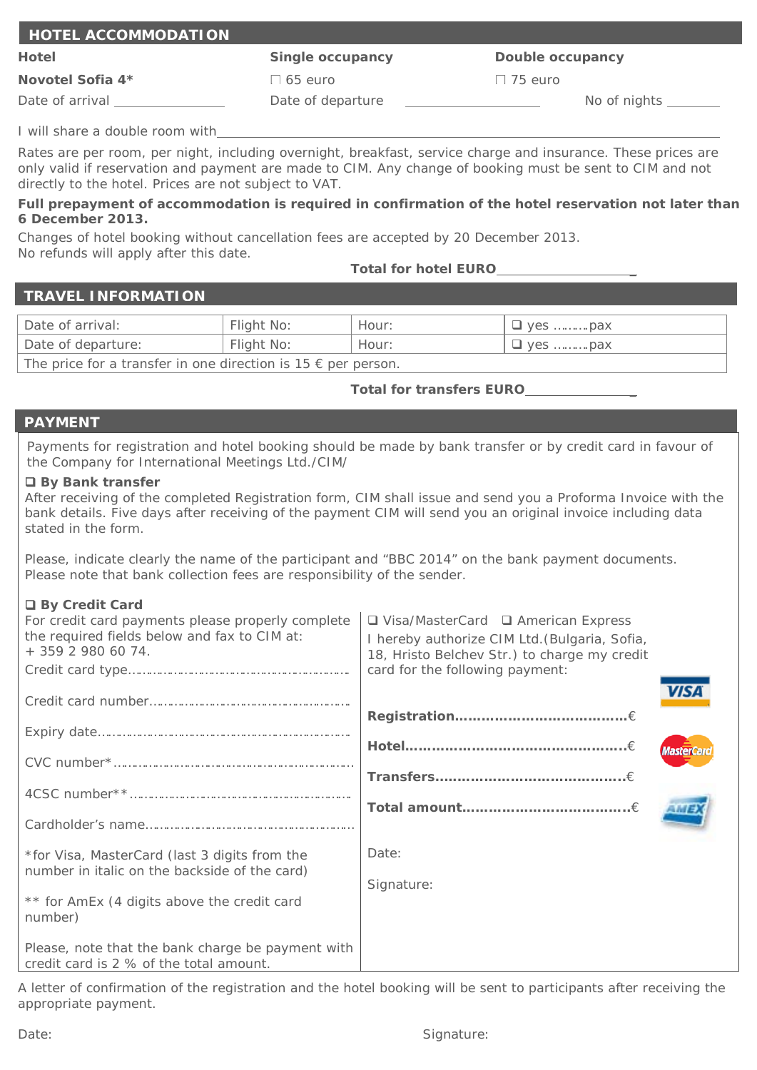## HOTEL ACCOMMODATION

| Hotel | Single occupancy | Double occupancy |
|---|---|---|
| **Novotel Sofia 4*** | ☐ 65 euro | ☐ 75 euro |

Date of arrival ____________ Date of departure ______________ No of nights ______

I will share a double room with_______________________________________________

Rates are per room, per night, including overnight, breakfast, service charge and insurance. These prices are only valid if reservation and payment are made to CIM. Any change of booking must be sent to CIM and not directly to the hotel. Prices are not subject to VAT.

**Full prepayment of accommodation is required in confirmation of the hotel reservation not later than 6 December 2013.**

Changes of hotel booking without cancellation fees are accepted by 20 December 2013.
No refunds will apply after this date.

**Total for hotel EURO**__________________

## TRAVEL INFORMATION

| | | | |
|---|---|---|---|
| Date of arrival: | Flight No: | Hour: | ❑ yes ……..pax |
| Date of departure: | Flight No: | Hour: | ❑ yes ……..pax |
| The price for a transfer in one direction is 15 € per person. | | | |

**Total for transfers EURO**______________

## PAYMENT

Payments for registration and hotel booking should be made by bank transfer or by credit card in favour of the Company for International Meetings Ltd./CIM/

❑ **By Bank transfer**
After receiving of the completed Registration form, CIM shall issue and send you a Proforma Invoice with the bank details. Five days after receiving of the payment CIM will send you an original invoice including data stated in the form.

Please, indicate clearly the name of the participant and "BBC 2014" on the bank payment documents.
Please note that bank collection fees are responsibility of the sender.

❑ **By Credit Card**
For credit card payments please properly complete the required fields below and fax to CIM at:
+ 359 2 980 60 74.

Credit card type……………………………………………………

Credit card number………………………………………………

Expiry date…………………………………………………………

CVC number*………………………………………………………

4CSC number**……………………………………………………

Cardholder's name………………………………………………

*for Visa, MasterCard (last 3 digits from the number in italic on the backside of the card)

** for AmEx (4 digits above the credit card number)

Please, note that the bank charge be payment with credit card is 2 % of the total amount.

❑ Visa/MasterCard ❑ American Express

I hereby authorize CIM Ltd.(Bulgaria, Sofia, 18, Hristo Belchev Str.) to charge my credit card for the following payment:

**Registration**……………………………………€

**Hotel**………………………………………………€

**Transfers**…………………………………………€

**Total amount**……………………………………€

Date:

Signature:

A letter of confirmation of the registration and the hotel booking will be sent to participants after receiving the appropriate payment.

Date: Signature: